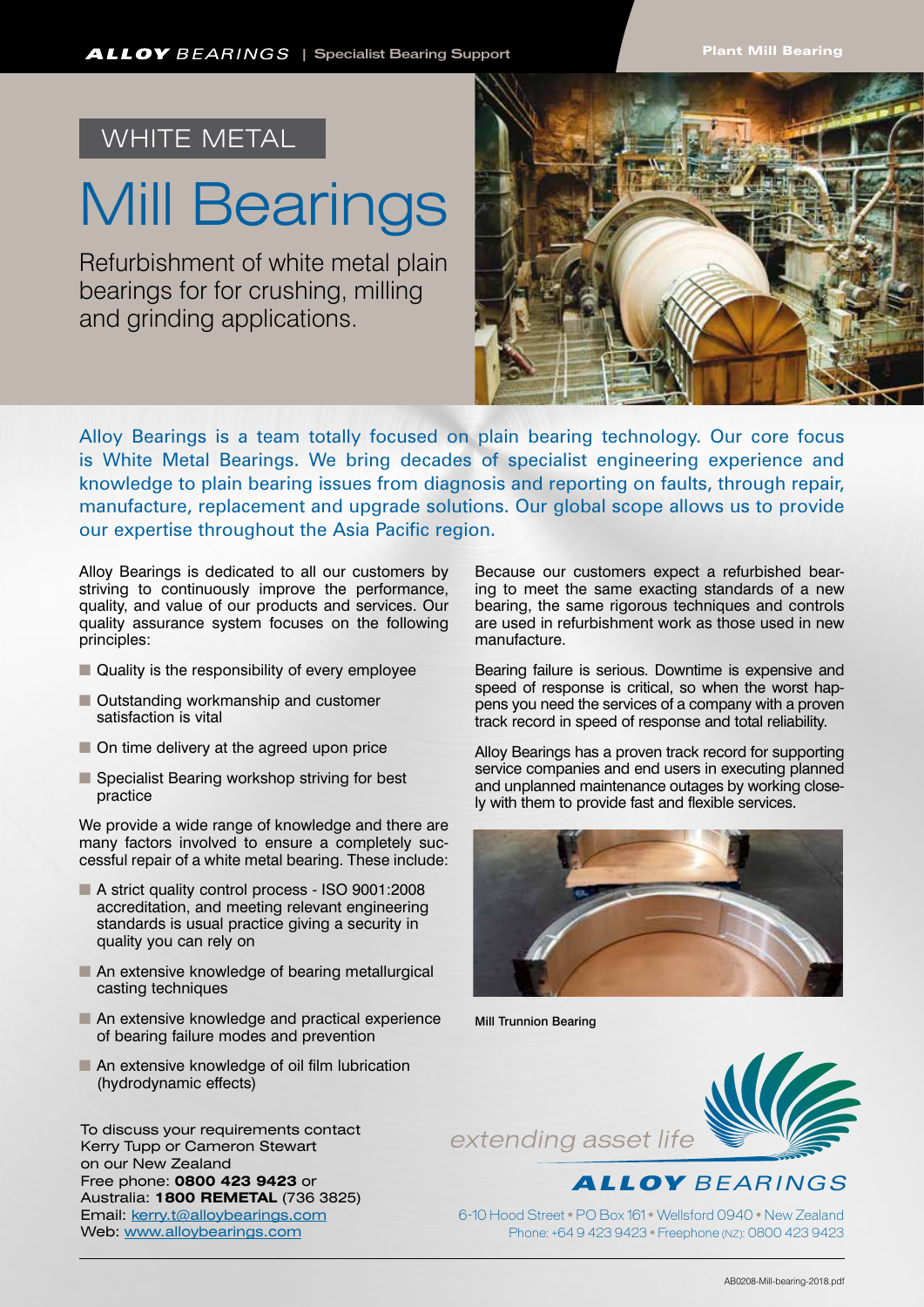WHITE METAL

# Mill Bearings

Refurbishment of white metal plain bearings for for crushing, milling and grinding applications.

Alloy Bearings is a team totally focused on plain bearing technology. Our core focus is White Metal Bearings. We bring decades of specialist engineering experience and knowledge to plain bearing issues from diagnosis and reporting on faults, through repair, manufacture, replacement and upgrade solutions. Our global scope allows us to provide our expertise throughout the Asia Pacific region.

Alloy Bearings is dedicated to all our customers by striving to continuously improve the performance, quality, and value of our products and services. Our quality assurance system focuses on the following principles:

- Quality is the responsibility of every employee
- Outstanding workmanship and customer satisfaction is vital
- On time delivery at the agreed upon price
- Specialist Bearing workshop striving for best practice

We provide a wide range of knowledge and there are many factors involved to ensure a completely successful repair of a white metal bearing. These include:

- A strict quality control process - ISO 9001:2008 accreditation, and meeting relevant engineering standards is usual practice giving a security in quality you can rely on
- An extensive knowledge of bearing metallurgical casting techniques
- An extensive knowledge and practical experience of bearing failure modes and prevention
- An extensive knowledge of oil film lubrication (hydrodynamic effects)

Because our customers expect a refurbished bearing to meet the same exacting standards of a new bearing, the same rigorous techniques and controls are used in refurbishment work as those used in new manufacture.

Bearing failure is serious. Downtime is expensive and speed of response is critical, so when the worst happens you need the services of a company with a proven track record in speed of response and total reliability.

Alloy Bearings has a proven track record for supporting service companies and end users in executing planned and unplanned maintenance outages by working closely with them to provide fast and flexible services.

Mill Trunnion Bearing

To discuss your requirements contact Kerry Tupp or Cameron Stewart on our New Zealand
Free phone: **0800 423 9423** or
Australia: **1800 REMETAL** (736 3825)
Email: kerry.t@alloybearings.com
Web: www.alloybearings.com

*extending asset life*

**ALLOY** BEARINGS

6-10 Hood Street • PO Box 161 • Wellsford 0940 • New Zealand
Phone: +64 9 423 9423 • Freephone (NZ): 0800 423 9423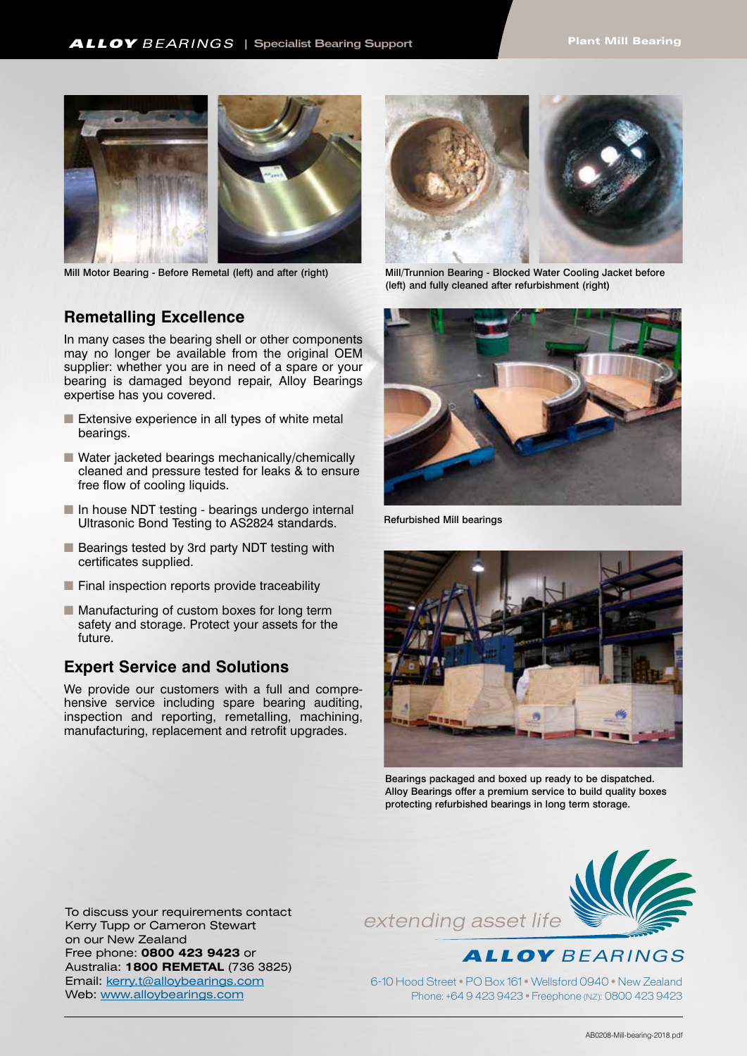Mill Motor Bearing - Before Remetal (left) and after (right)

Mill/Trunnion Bearing - Blocked Water Cooling Jacket before (left) and fully cleaned after refurbishment (right)

## Remetalling Excellence

In many cases the bearing shell or other components may no longer be available from the original OEM supplier: whether you are in need of a spare or your bearing is damaged beyond repair, Alloy Bearings expertise has you covered.

- Extensive experience in all types of white metal bearings.
- Water jacketed bearings mechanically/chemically cleaned and pressure tested for leaks & to ensure free flow of cooling liquids.
- In house NDT testing - bearings undergo internal Ultrasonic Bond Testing to AS2824 standards.
- Bearings tested by 3rd party NDT testing with certificates supplied.
- Final inspection reports provide traceability
- Manufacturing of custom boxes for long term safety and storage. Protect your assets for the future.

## Expert Service and Solutions

We provide our customers with a full and comprehensive service including spare bearing auditing, inspection and reporting, remetalling, machining, manufacturing, replacement and retrofit upgrades.

Refurbished Mill bearings

Bearings packaged and boxed up ready to be dispatched. Alloy Bearings offer a premium service to build quality boxes protecting refurbished bearings in long term storage.

To discuss your requirements contact Kerry Tupp or Cameron Stewart on our New Zealand Free phone: **0800 423 9423** or Australia: **1800 REMETAL** (736 3825)
Email: kerry.t@alloybearings.com
Web: www.alloybearings.com

*extending asset life*

**ALLOY** BEARINGS

6-10 Hood Street • PO Box 161 • Wellsford 0940 • New Zealand
Phone: +64 9 423 9423 • Freephone (NZ): 0800 423 9423

AB0208-Mill-bearing-2018.pdf